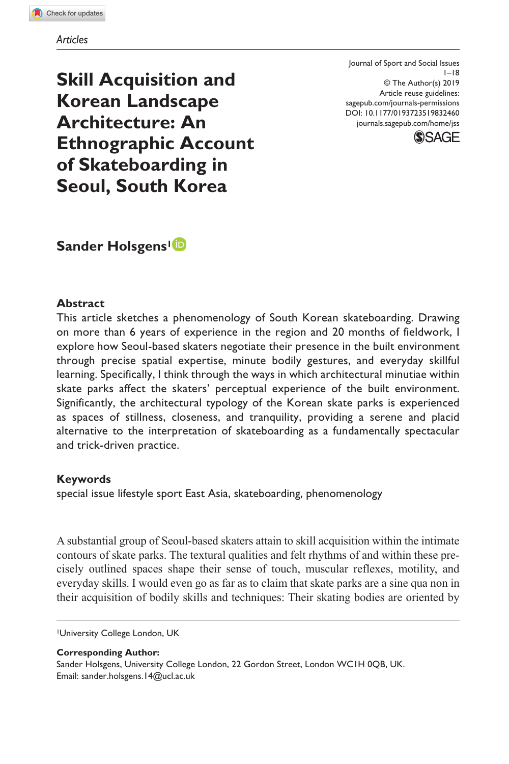*Articles*

# Skill Acquisition and Korean Landscape Architecture: An Ethnographic Account of Skateboarding in Seoul, South Korea

Journal of Sport and Social Issues
1–18
© The Author(s) 2019
Article reuse guidelines:
sagepub.com/journals-permissions
DOI: 10.1177/0193723519832460
journals.sagepub.com/home/jss

**Sander Holsgens**[1]

## Abstract

This article sketches a phenomenology of South Korean skateboarding. Drawing on more than 6 years of experience in the region and 20 months of fieldwork, I explore how Seoul-based skaters negotiate their presence in the built environment through precise spatial expertise, minute bodily gestures, and everyday skillful learning. Specifically, I think through the ways in which architectural minutiae within skate parks affect the skaters' perceptual experience of the built environment. Significantly, the architectural typology of the Korean skate parks is experienced as spaces of stillness, closeness, and tranquility, providing a serene and placid alternative to the interpretation of skateboarding as a fundamentally spectacular and trick-driven practice.

## Keywords

special issue lifestyle sport East Asia, skateboarding, phenomenology

A substantial group of Seoul-based skaters attain to skill acquisition within the intimate contours of skate parks. The textural qualities and felt rhythms of and within these precisely outlined spaces shape their sense of touch, muscular reflexes, motility, and everyday skills. I would even go as far as to claim that skate parks are a sine qua non in their acquisition of bodily skills and techniques: Their skating bodies are oriented by

[1]University College London, UK

**Corresponding Author:**
Sander Holsgens, University College London, 22 Gordon Street, London WC1H 0QB, UK.
Email: sander.holsgens.14@ucl.ac.uk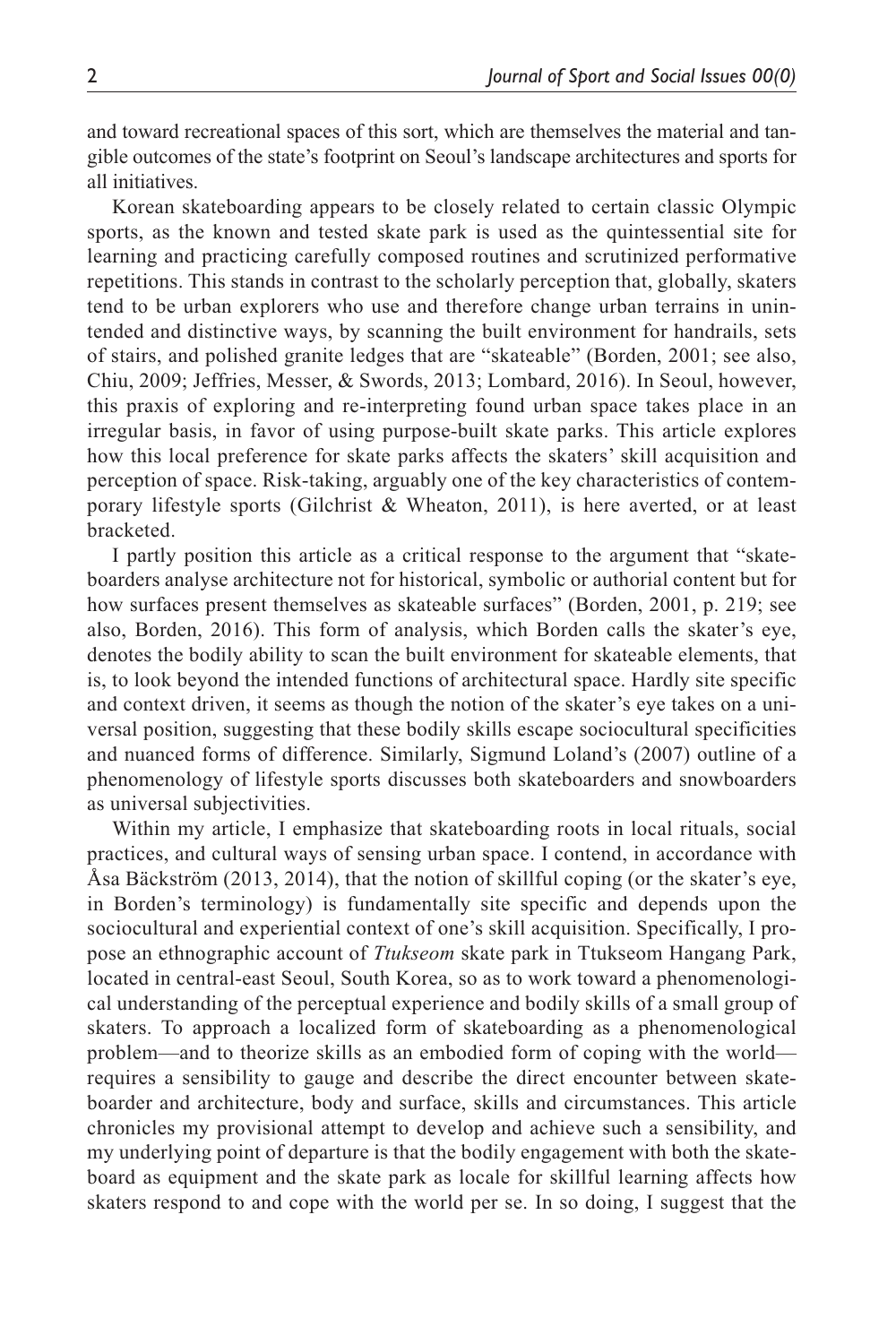and toward recreational spaces of this sort, which are themselves the material and tangible outcomes of the state's footprint on Seoul's landscape architectures and sports for all initiatives.

Korean skateboarding appears to be closely related to certain classic Olympic sports, as the known and tested skate park is used as the quintessential site for learning and practicing carefully composed routines and scrutinized performative repetitions. This stands in contrast to the scholarly perception that, globally, skaters tend to be urban explorers who use and therefore change urban terrains in unintended and distinctive ways, by scanning the built environment for handrails, sets of stairs, and polished granite ledges that are "skateable" (Borden, 2001; see also, Chiu, 2009; Jeffries, Messer, & Swords, 2013; Lombard, 2016). In Seoul, however, this praxis of exploring and re-interpreting found urban space takes place in an irregular basis, in favor of using purpose-built skate parks. This article explores how this local preference for skate parks affects the skaters' skill acquisition and perception of space. Risk-taking, arguably one of the key characteristics of contemporary lifestyle sports (Gilchrist & Wheaton, 2011), is here averted, or at least bracketed.

I partly position this article as a critical response to the argument that "skateboarders analyse architecture not for historical, symbolic or authorial content but for how surfaces present themselves as skateable surfaces" (Borden, 2001, p. 219; see also, Borden, 2016). This form of analysis, which Borden calls the skater's eye, denotes the bodily ability to scan the built environment for skateable elements, that is, to look beyond the intended functions of architectural space. Hardly site specific and context driven, it seems as though the notion of the skater's eye takes on a universal position, suggesting that these bodily skills escape sociocultural specificities and nuanced forms of difference. Similarly, Sigmund Loland's (2007) outline of a phenomenology of lifestyle sports discusses both skateboarders and snowboarders as universal subjectivities.

Within my article, I emphasize that skateboarding roots in local rituals, social practices, and cultural ways of sensing urban space. I contend, in accordance with Åsa Bäckström (2013, 2014), that the notion of skillful coping (or the skater's eye, in Borden's terminology) is fundamentally site specific and depends upon the sociocultural and experiential context of one's skill acquisition. Specifically, I propose an ethnographic account of *Ttukseom* skate park in Ttukseom Hangang Park, located in central-east Seoul, South Korea, so as to work toward a phenomenological understanding of the perceptual experience and bodily skills of a small group of skaters. To approach a localized form of skateboarding as a phenomenological problem—and to theorize skills as an embodied form of coping with the world—requires a sensibility to gauge and describe the direct encounter between skateboarder and architecture, body and surface, skills and circumstances. This article chronicles my provisional attempt to develop and achieve such a sensibility, and my underlying point of departure is that the bodily engagement with both the skateboard as equipment and the skate park as locale for skillful learning affects how skaters respond to and cope with the world per se. In so doing, I suggest that the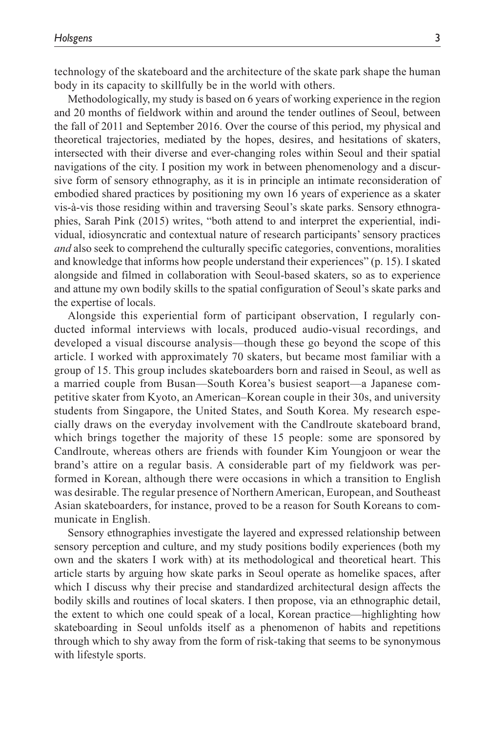technology of the skateboard and the architecture of the skate park shape the human body in its capacity to skillfully be in the world with others.

Methodologically, my study is based on 6 years of working experience in the region and 20 months of fieldwork within and around the tender outlines of Seoul, between the fall of 2011 and September 2016. Over the course of this period, my physical and theoretical trajectories, mediated by the hopes, desires, and hesitations of skaters, intersected with their diverse and ever-changing roles within Seoul and their spatial navigations of the city. I position my work in between phenomenology and a discursive form of sensory ethnography, as it is in principle an intimate reconsideration of embodied shared practices by positioning my own 16 years of experience as a skater vis-à-vis those residing within and traversing Seoul's skate parks. Sensory ethnographies, Sarah Pink (2015) writes, "both attend to and interpret the experiential, individual, idiosyncratic and contextual nature of research participants' sensory practices *and* also seek to comprehend the culturally specific categories, conventions, moralities and knowledge that informs how people understand their experiences" (p. 15). I skated alongside and filmed in collaboration with Seoul-based skaters, so as to experience and attune my own bodily skills to the spatial configuration of Seoul's skate parks and the expertise of locals.

Alongside this experiential form of participant observation, I regularly conducted informal interviews with locals, produced audio-visual recordings, and developed a visual discourse analysis—though these go beyond the scope of this article. I worked with approximately 70 skaters, but became most familiar with a group of 15. This group includes skateboarders born and raised in Seoul, as well as a married couple from Busan—South Korea's busiest seaport—a Japanese competitive skater from Kyoto, an American–Korean couple in their 30s, and university students from Singapore, the United States, and South Korea. My research especially draws on the everyday involvement with the Candlroute skateboard brand, which brings together the majority of these 15 people: some are sponsored by Candlroute, whereas others are friends with founder Kim Youngjoon or wear the brand's attire on a regular basis. A considerable part of my fieldwork was performed in Korean, although there were occasions in which a transition to English was desirable. The regular presence of Northern American, European, and Southeast Asian skateboarders, for instance, proved to be a reason for South Koreans to communicate in English.

Sensory ethnographies investigate the layered and expressed relationship between sensory perception and culture, and my study positions bodily experiences (both my own and the skaters I work with) at its methodological and theoretical heart. This article starts by arguing how skate parks in Seoul operate as homelike spaces, after which I discuss why their precise and standardized architectural design affects the bodily skills and routines of local skaters. I then propose, via an ethnographic detail, the extent to which one could speak of a local, Korean practice—highlighting how skateboarding in Seoul unfolds itself as a phenomenon of habits and repetitions through which to shy away from the form of risk-taking that seems to be synonymous with lifestyle sports.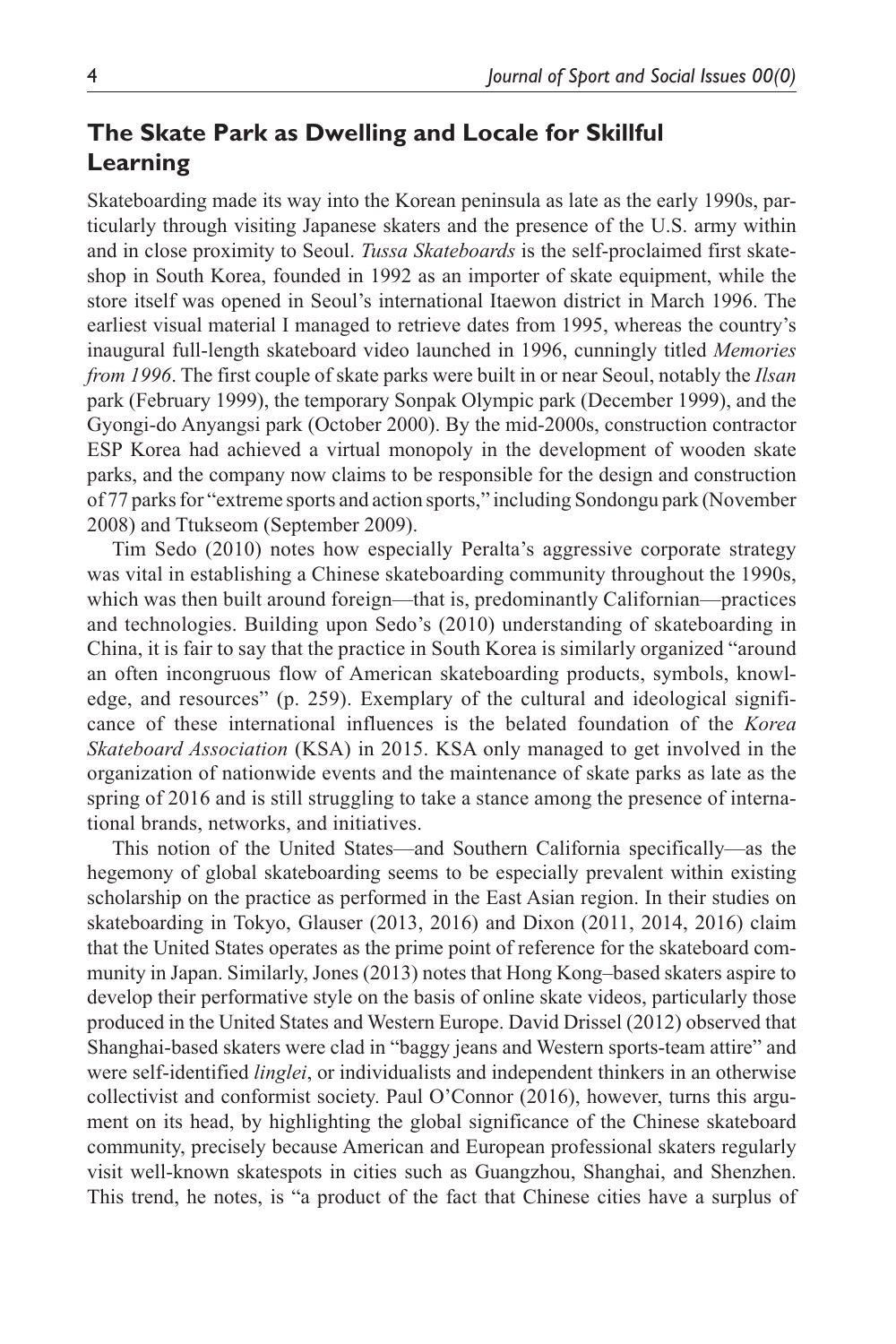## The Skate Park as Dwelling and Locale for Skillful Learning

Skateboarding made its way into the Korean peninsula as late as the early 1990s, particularly through visiting Japanese skaters and the presence of the U.S. army within and in close proximity to Seoul. *Tussa Skateboards* is the self-proclaimed first skateshop in South Korea, founded in 1992 as an importer of skate equipment, while the store itself was opened in Seoul's international Itaewon district in March 1996. The earliest visual material I managed to retrieve dates from 1995, whereas the country's inaugural full-length skateboard video launched in 1996, cunningly titled *Memories from 1996*. The first couple of skate parks were built in or near Seoul, notably the *Ilsan* park (February 1999), the temporary Sonpak Olympic park (December 1999), and the Gyongi-do Anyangsi park (October 2000). By the mid-2000s, construction contractor ESP Korea had achieved a virtual monopoly in the development of wooden skate parks, and the company now claims to be responsible for the design and construction of 77 parks for "extreme sports and action sports," including Sondongu park (November 2008) and Ttukseom (September 2009).

Tim Sedo (2010) notes how especially Peralta's aggressive corporate strategy was vital in establishing a Chinese skateboarding community throughout the 1990s, which was then built around foreign—that is, predominantly Californian—practices and technologies. Building upon Sedo's (2010) understanding of skateboarding in China, it is fair to say that the practice in South Korea is similarly organized "around an often incongruous flow of American skateboarding products, symbols, knowledge, and resources" (p. 259). Exemplary of the cultural and ideological significance of these international influences is the belated foundation of the *Korea Skateboard Association* (KSA) in 2015. KSA only managed to get involved in the organization of nationwide events and the maintenance of skate parks as late as the spring of 2016 and is still struggling to take a stance among the presence of international brands, networks, and initiatives.

This notion of the United States—and Southern California specifically—as the hegemony of global skateboarding seems to be especially prevalent within existing scholarship on the practice as performed in the East Asian region. In their studies on skateboarding in Tokyo, Glauser (2013, 2016) and Dixon (2011, 2014, 2016) claim that the United States operates as the prime point of reference for the skateboard community in Japan. Similarly, Jones (2013) notes that Hong Kong–based skaters aspire to develop their performative style on the basis of online skate videos, particularly those produced in the United States and Western Europe. David Drissel (2012) observed that Shanghai-based skaters were clad in "baggy jeans and Western sports-team attire" and were self-identified *linglei*, or individualists and independent thinkers in an otherwise collectivist and conformist society. Paul O'Connor (2016), however, turns this argument on its head, by highlighting the global significance of the Chinese skateboard community, precisely because American and European professional skaters regularly visit well-known skatespots in cities such as Guangzhou, Shanghai, and Shenzhen. This trend, he notes, is "a product of the fact that Chinese cities have a surplus of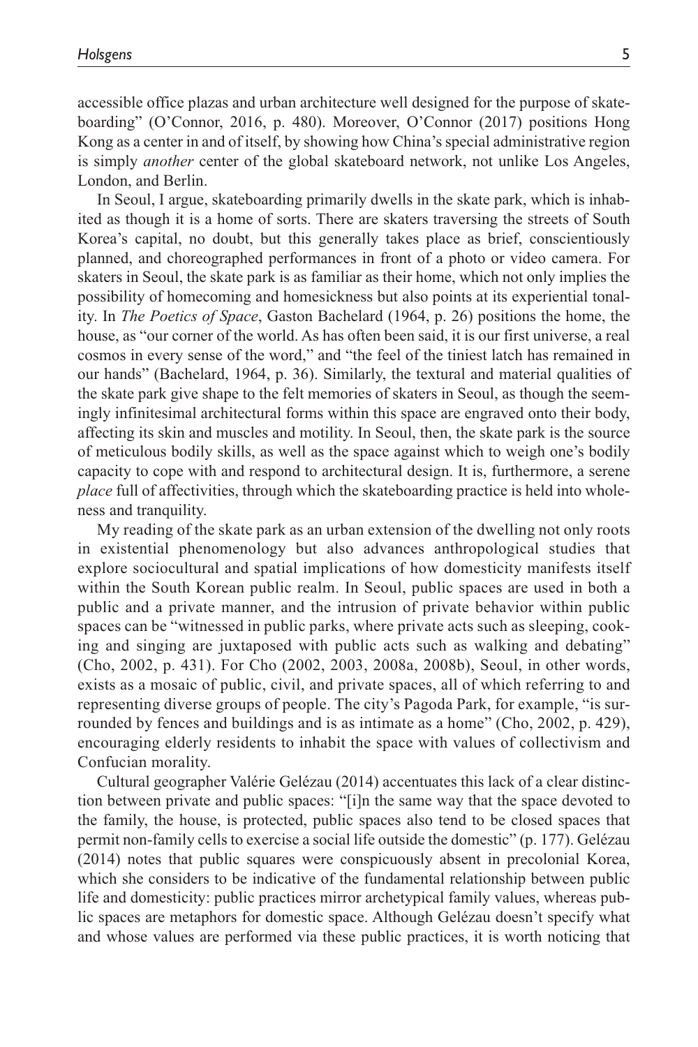accessible office plazas and urban architecture well designed for the purpose of skateboarding" (O'Connor, 2016, p. 480). Moreover, O'Connor (2017) positions Hong Kong as a center in and of itself, by showing how China's special administrative region is simply *another* center of the global skateboard network, not unlike Los Angeles, London, and Berlin.

In Seoul, I argue, skateboarding primarily dwells in the skate park, which is inhabited as though it is a home of sorts. There are skaters traversing the streets of South Korea's capital, no doubt, but this generally takes place as brief, conscientiously planned, and choreographed performances in front of a photo or video camera. For skaters in Seoul, the skate park is as familiar as their home, which not only implies the possibility of homecoming and homesickness but also points at its experiential tonality. In *The Poetics of Space*, Gaston Bachelard (1964, p. 26) positions the home, the house, as "our corner of the world. As has often been said, it is our first universe, a real cosmos in every sense of the word," and "the feel of the tiniest latch has remained in our hands" (Bachelard, 1964, p. 36). Similarly, the textural and material qualities of the skate park give shape to the felt memories of skaters in Seoul, as though the seemingly infinitesimal architectural forms within this space are engraved onto their body, affecting its skin and muscles and motility. In Seoul, then, the skate park is the source of meticulous bodily skills, as well as the space against which to weigh one's bodily capacity to cope with and respond to architectural design. It is, furthermore, a serene *place* full of affectivities, through which the skateboarding practice is held into wholeness and tranquility.

My reading of the skate park as an urban extension of the dwelling not only roots in existential phenomenology but also advances anthropological studies that explore sociocultural and spatial implications of how domesticity manifests itself within the South Korean public realm. In Seoul, public spaces are used in both a public and a private manner, and the intrusion of private behavior within public spaces can be "witnessed in public parks, where private acts such as sleeping, cooking and singing are juxtaposed with public acts such as walking and debating" (Cho, 2002, p. 431). For Cho (2002, 2003, 2008a, 2008b), Seoul, in other words, exists as a mosaic of public, civil, and private spaces, all of which referring to and representing diverse groups of people. The city's Pagoda Park, for example, "is surrounded by fences and buildings and is as intimate as a home" (Cho, 2002, p. 429), encouraging elderly residents to inhabit the space with values of collectivism and Confucian morality.

Cultural geographer Valérie Gelézau (2014) accentuates this lack of a clear distinction between private and public spaces: "[i]n the same way that the space devoted to the family, the house, is protected, public spaces also tend to be closed spaces that permit non-family cells to exercise a social life outside the domestic" (p. 177). Gelézau (2014) notes that public squares were conspicuously absent in precolonial Korea, which she considers to be indicative of the fundamental relationship between public life and domesticity: public practices mirror archetypical family values, whereas public spaces are metaphors for domestic space. Although Gelézau doesn't specify what and whose values are performed via these public practices, it is worth noticing that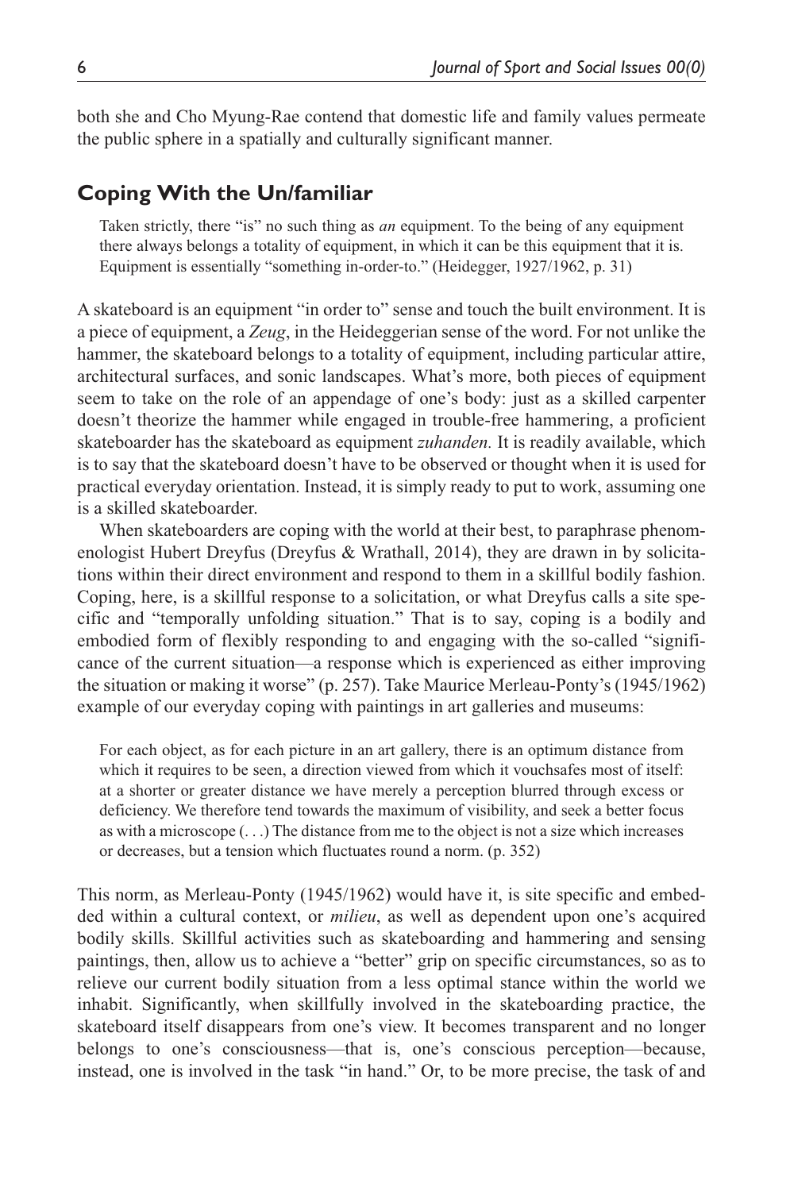both she and Cho Myung-Rae contend that domestic life and family values permeate the public sphere in a spatially and culturally significant manner.

## Coping With the Un/familiar

> Taken strictly, there "is" no such thing as *an* equipment. To the being of any equipment there always belongs a totality of equipment, in which it can be this equipment that it is. Equipment is essentially "something in-order-to." (Heidegger, 1927/1962, p. 31)

A skateboard is an equipment "in order to" sense and touch the built environment. It is a piece of equipment, a *Zeug*, in the Heideggerian sense of the word. For not unlike the hammer, the skateboard belongs to a totality of equipment, including particular attire, architectural surfaces, and sonic landscapes. What's more, both pieces of equipment seem to take on the role of an appendage of one's body: just as a skilled carpenter doesn't theorize the hammer while engaged in trouble-free hammering, a proficient skateboarder has the skateboard as equipment *zuhanden.* It is readily available, which is to say that the skateboard doesn't have to be observed or thought when it is used for practical everyday orientation. Instead, it is simply ready to put to work, assuming one is a skilled skateboarder.

When skateboarders are coping with the world at their best, to paraphrase phenomenologist Hubert Dreyfus (Dreyfus & Wrathall, 2014), they are drawn in by solicitations within their direct environment and respond to them in a skillful bodily fashion. Coping, here, is a skillful response to a solicitation, or what Dreyfus calls a site specific and "temporally unfolding situation." That is to say, coping is a bodily and embodied form of flexibly responding to and engaging with the so-called "significance of the current situation—a response which is experienced as either improving the situation or making it worse" (p. 257). Take Maurice Merleau-Ponty's (1945/1962) example of our everyday coping with paintings in art galleries and museums:

> For each object, as for each picture in an art gallery, there is an optimum distance from which it requires to be seen, a direction viewed from which it vouchsafes most of itself: at a shorter or greater distance we have merely a perception blurred through excess or deficiency. We therefore tend towards the maximum of visibility, and seek a better focus as with a microscope (. . .) The distance from me to the object is not a size which increases or decreases, but a tension which fluctuates round a norm. (p. 352)

This norm, as Merleau-Ponty (1945/1962) would have it, is site specific and embedded within a cultural context, or *milieu*, as well as dependent upon one's acquired bodily skills. Skillful activities such as skateboarding and hammering and sensing paintings, then, allow us to achieve a "better" grip on specific circumstances, so as to relieve our current bodily situation from a less optimal stance within the world we inhabit. Significantly, when skillfully involved in the skateboarding practice, the skateboard itself disappears from one's view. It becomes transparent and no longer belongs to one's consciousness—that is, one's conscious perception—because, instead, one is involved in the task "in hand." Or, to be more precise, the task of and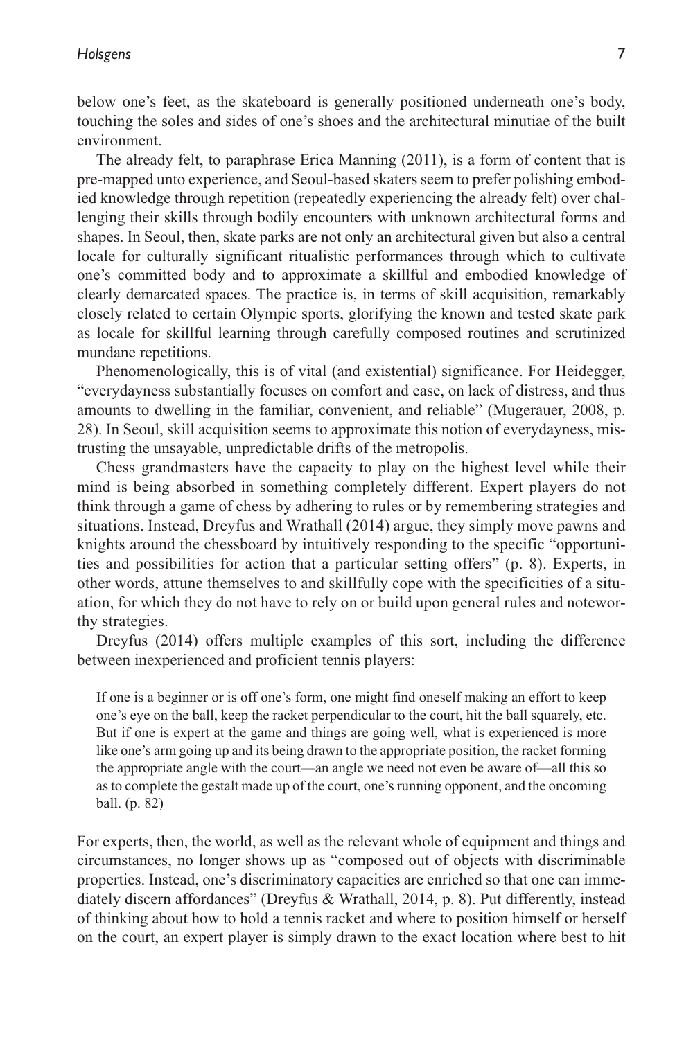below one's feet, as the skateboard is generally positioned underneath one's body, touching the soles and sides of one's shoes and the architectural minutiae of the built environment.

The already felt, to paraphrase Erica Manning (2011), is a form of content that is pre-mapped unto experience, and Seoul-based skaters seem to prefer polishing embodied knowledge through repetition (repeatedly experiencing the already felt) over challenging their skills through bodily encounters with unknown architectural forms and shapes. In Seoul, then, skate parks are not only an architectural given but also a central locale for culturally significant ritualistic performances through which to cultivate one's committed body and to approximate a skillful and embodied knowledge of clearly demarcated spaces. The practice is, in terms of skill acquisition, remarkably closely related to certain Olympic sports, glorifying the known and tested skate park as locale for skillful learning through carefully composed routines and scrutinized mundane repetitions.

Phenomenologically, this is of vital (and existential) significance. For Heidegger, "everydayness substantially focuses on comfort and ease, on lack of distress, and thus amounts to dwelling in the familiar, convenient, and reliable" (Mugerauer, 2008, p. 28). In Seoul, skill acquisition seems to approximate this notion of everydayness, mistrusting the unsayable, unpredictable drifts of the metropolis.

Chess grandmasters have the capacity to play on the highest level while their mind is being absorbed in something completely different. Expert players do not think through a game of chess by adhering to rules or by remembering strategies and situations. Instead, Dreyfus and Wrathall (2014) argue, they simply move pawns and knights around the chessboard by intuitively responding to the specific "opportunities and possibilities for action that a particular setting offers" (p. 8). Experts, in other words, attune themselves to and skillfully cope with the specificities of a situation, for which they do not have to rely on or build upon general rules and noteworthy strategies.

Dreyfus (2014) offers multiple examples of this sort, including the difference between inexperienced and proficient tennis players:

> If one is a beginner or is off one's form, one might find oneself making an effort to keep one's eye on the ball, keep the racket perpendicular to the court, hit the ball squarely, etc. But if one is expert at the game and things are going well, what is experienced is more like one's arm going up and its being drawn to the appropriate position, the racket forming the appropriate angle with the court—an angle we need not even be aware of—all this so as to complete the gestalt made up of the court, one's running opponent, and the oncoming ball. (p. 82)

For experts, then, the world, as well as the relevant whole of equipment and things and circumstances, no longer shows up as "composed out of objects with discriminable properties. Instead, one's discriminatory capacities are enriched so that one can immediately discern affordances" (Dreyfus & Wrathall, 2014, p. 8). Put differently, instead of thinking about how to hold a tennis racket and where to position himself or herself on the court, an expert player is simply drawn to the exact location where best to hit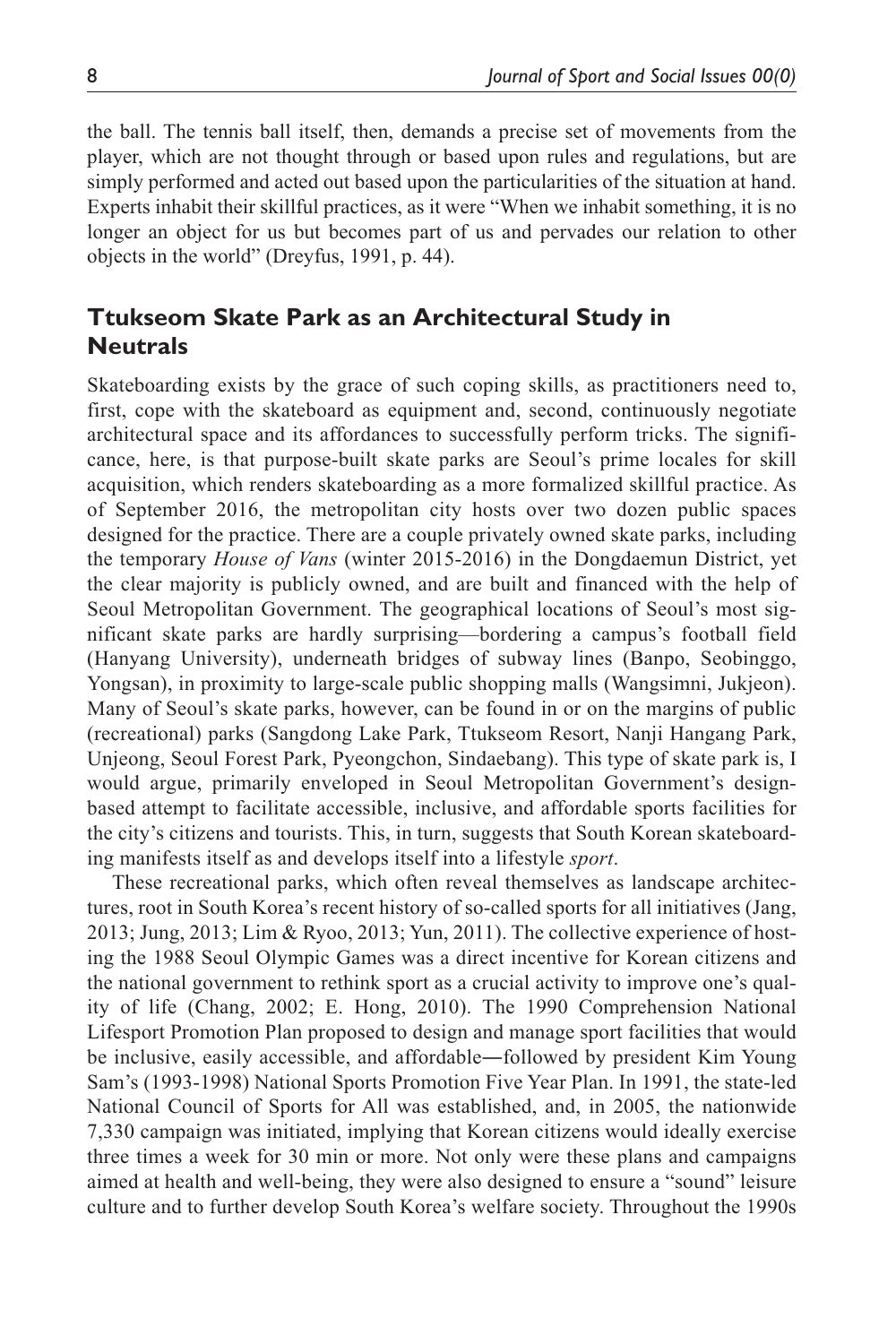the ball. The tennis ball itself, then, demands a precise set of movements from the player, which are not thought through or based upon rules and regulations, but are simply performed and acted out based upon the particularities of the situation at hand. Experts inhabit their skillful practices, as it were "When we inhabit something, it is no longer an object for us but becomes part of us and pervades our relation to other objects in the world" (Dreyfus, 1991, p. 44).

## Ttukseom Skate Park as an Architectural Study in Neutrals

Skateboarding exists by the grace of such coping skills, as practitioners need to, first, cope with the skateboard as equipment and, second, continuously negotiate architectural space and its affordances to successfully perform tricks. The significance, here, is that purpose-built skate parks are Seoul's prime locales for skill acquisition, which renders skateboarding as a more formalized skillful practice. As of September 2016, the metropolitan city hosts over two dozen public spaces designed for the practice. There are a couple privately owned skate parks, including the temporary *House of Vans* (winter 2015-2016) in the Dongdaemun District, yet the clear majority is publicly owned, and are built and financed with the help of Seoul Metropolitan Government. The geographical locations of Seoul's most significant skate parks are hardly surprising—bordering a campus's football field (Hanyang University), underneath bridges of subway lines (Banpo, Seobinggo, Yongsan), in proximity to large-scale public shopping malls (Wangsimni, Jukjeon). Many of Seoul's skate parks, however, can be found in or on the margins of public (recreational) parks (Sangdong Lake Park, Ttukseom Resort, Nanji Hangang Park, Unjeong, Seoul Forest Park, Pyeongchon, Sindaebang). This type of skate park is, I would argue, primarily enveloped in Seoul Metropolitan Government's design-based attempt to facilitate accessible, inclusive, and affordable sports facilities for the city's citizens and tourists. This, in turn, suggests that South Korean skateboarding manifests itself as and develops itself into a lifestyle *sport*.

These recreational parks, which often reveal themselves as landscape architectures, root in South Korea's recent history of so-called sports for all initiatives (Jang, 2013; Jung, 2013; Lim & Ryoo, 2013; Yun, 2011). The collective experience of hosting the 1988 Seoul Olympic Games was a direct incentive for Korean citizens and the national government to rethink sport as a crucial activity to improve one's quality of life (Chang, 2002; E. Hong, 2010). The 1990 Comprehension National Lifesport Promotion Plan proposed to design and manage sport facilities that would be inclusive, easily accessible, and affordable—followed by president Kim Young Sam's (1993-1998) National Sports Promotion Five Year Plan. In 1991, the state-led National Council of Sports for All was established, and, in 2005, the nationwide 7,330 campaign was initiated, implying that Korean citizens would ideally exercise three times a week for 30 min or more. Not only were these plans and campaigns aimed at health and well-being, they were also designed to ensure a "sound" leisure culture and to further develop South Korea's welfare society. Throughout the 1990s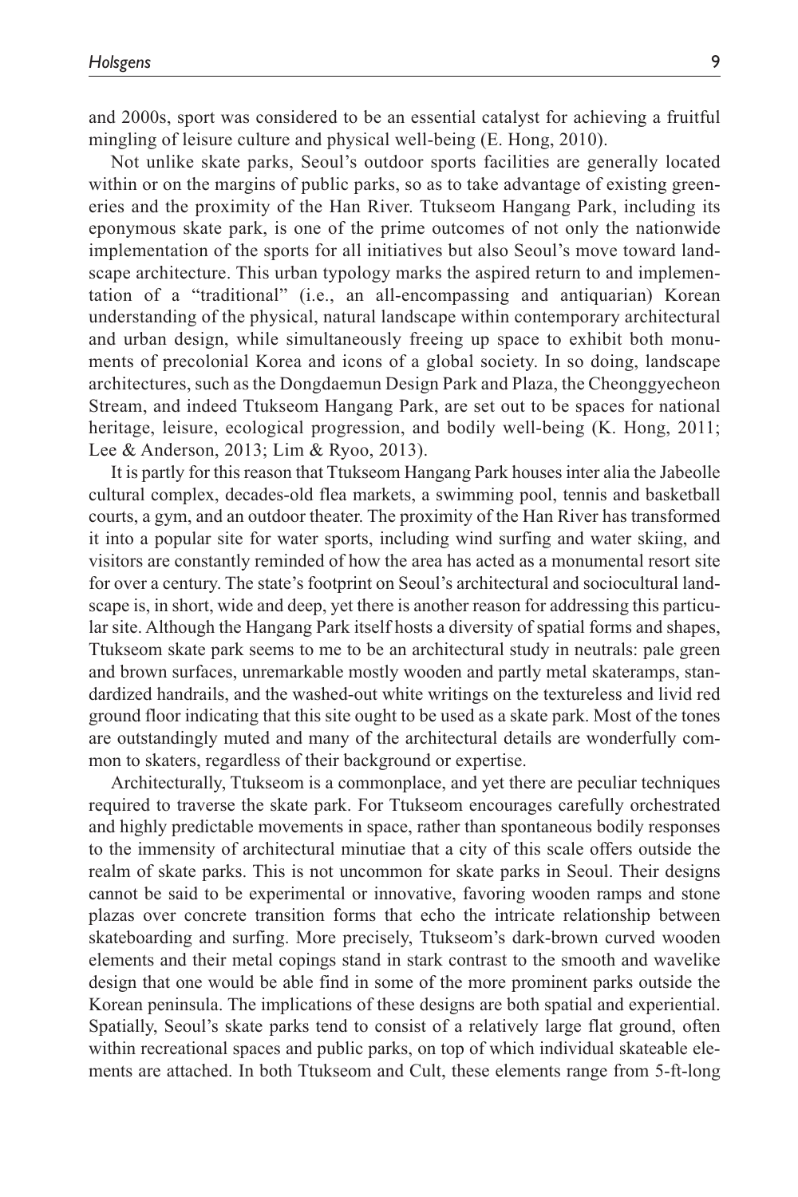and 2000s, sport was considered to be an essential catalyst for achieving a fruitful mingling of leisure culture and physical well-being (E. Hong, 2010).

Not unlike skate parks, Seoul's outdoor sports facilities are generally located within or on the margins of public parks, so as to take advantage of existing greeneries and the proximity of the Han River. Ttukseom Hangang Park, including its eponymous skate park, is one of the prime outcomes of not only the nationwide implementation of the sports for all initiatives but also Seoul's move toward landscape architecture. This urban typology marks the aspired return to and implementation of a "traditional" (i.e., an all-encompassing and antiquarian) Korean understanding of the physical, natural landscape within contemporary architectural and urban design, while simultaneously freeing up space to exhibit both monuments of precolonial Korea and icons of a global society. In so doing, landscape architectures, such as the Dongdaemun Design Park and Plaza, the Cheonggyecheon Stream, and indeed Ttukseom Hangang Park, are set out to be spaces for national heritage, leisure, ecological progression, and bodily well-being (K. Hong, 2011; Lee & Anderson, 2013; Lim & Ryoo, 2013).

It is partly for this reason that Ttukseom Hangang Park houses inter alia the Jabeolle cultural complex, decades-old flea markets, a swimming pool, tennis and basketball courts, a gym, and an outdoor theater. The proximity of the Han River has transformed it into a popular site for water sports, including wind surfing and water skiing, and visitors are constantly reminded of how the area has acted as a monumental resort site for over a century. The state's footprint on Seoul's architectural and sociocultural landscape is, in short, wide and deep, yet there is another reason for addressing this particular site. Although the Hangang Park itself hosts a diversity of spatial forms and shapes, Ttukseom skate park seems to me to be an architectural study in neutrals: pale green and brown surfaces, unremarkable mostly wooden and partly metal skateramps, standardized handrails, and the washed-out white writings on the textureless and livid red ground floor indicating that this site ought to be used as a skate park. Most of the tones are outstandingly muted and many of the architectural details are wonderfully common to skaters, regardless of their background or expertise.

Architecturally, Ttukseom is a commonplace, and yet there are peculiar techniques required to traverse the skate park. For Ttukseom encourages carefully orchestrated and highly predictable movements in space, rather than spontaneous bodily responses to the immensity of architectural minutiae that a city of this scale offers outside the realm of skate parks. This is not uncommon for skate parks in Seoul. Their designs cannot be said to be experimental or innovative, favoring wooden ramps and stone plazas over concrete transition forms that echo the intricate relationship between skateboarding and surfing. More precisely, Ttukseom's dark-brown curved wooden elements and their metal copings stand in stark contrast to the smooth and wavelike design that one would be able find in some of the more prominent parks outside the Korean peninsula. The implications of these designs are both spatial and experiential. Spatially, Seoul's skate parks tend to consist of a relatively large flat ground, often within recreational spaces and public parks, on top of which individual skateable elements are attached. In both Ttukseom and Cult, these elements range from 5-ft-long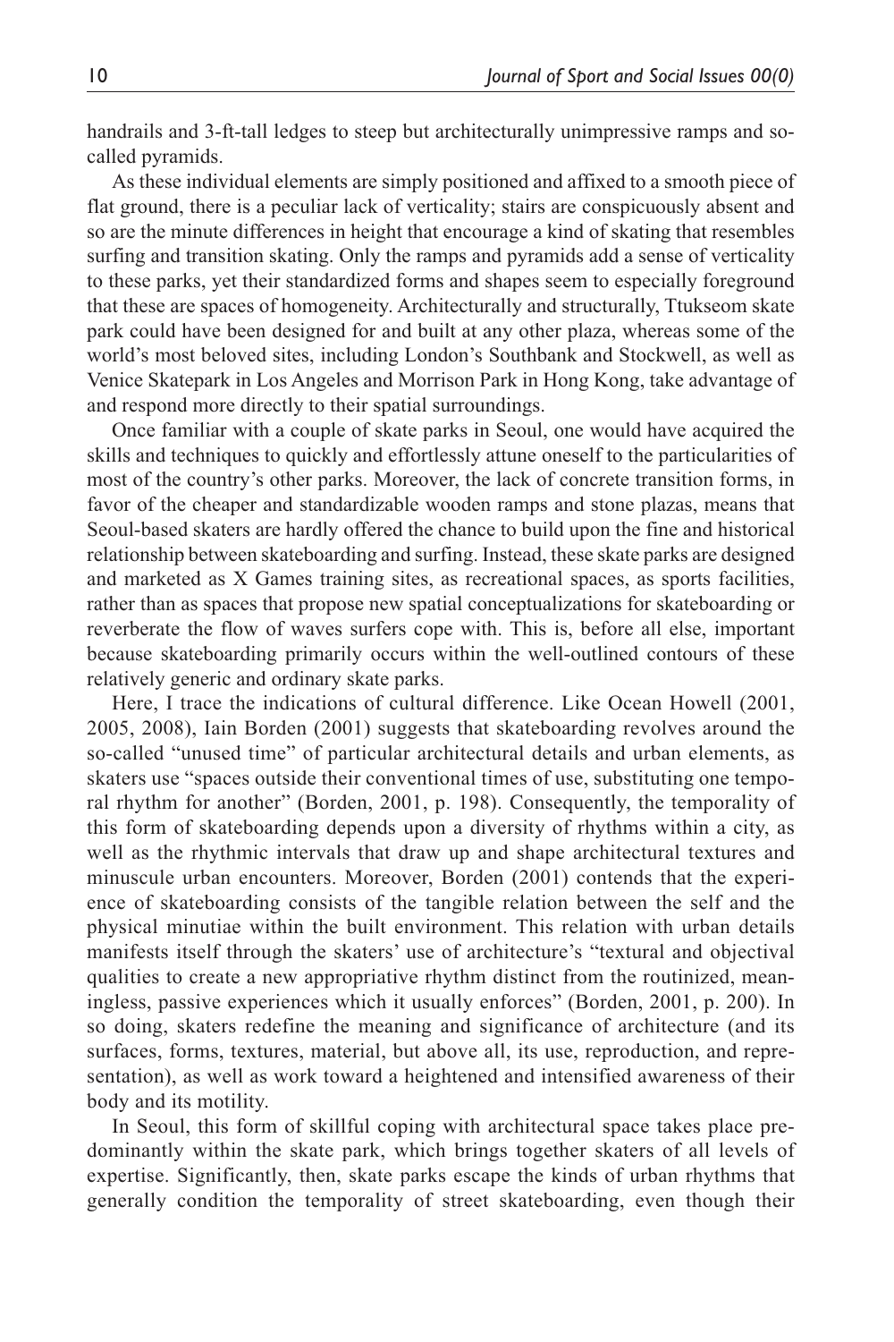handrails and 3-ft-tall ledges to steep but architecturally unimpressive ramps and so-called pyramids.

As these individual elements are simply positioned and affixed to a smooth piece of flat ground, there is a peculiar lack of verticality; stairs are conspicuously absent and so are the minute differences in height that encourage a kind of skating that resembles surfing and transition skating. Only the ramps and pyramids add a sense of verticality to these parks, yet their standardized forms and shapes seem to especially foreground that these are spaces of homogeneity. Architecturally and structurally, Ttukseom skate park could have been designed for and built at any other plaza, whereas some of the world's most beloved sites, including London's Southbank and Stockwell, as well as Venice Skatepark in Los Angeles and Morrison Park in Hong Kong, take advantage of and respond more directly to their spatial surroundings.

Once familiar with a couple of skate parks in Seoul, one would have acquired the skills and techniques to quickly and effortlessly attune oneself to the particularities of most of the country's other parks. Moreover, the lack of concrete transition forms, in favor of the cheaper and standardizable wooden ramps and stone plazas, means that Seoul-based skaters are hardly offered the chance to build upon the fine and historical relationship between skateboarding and surfing. Instead, these skate parks are designed and marketed as X Games training sites, as recreational spaces, as sports facilities, rather than as spaces that propose new spatial conceptualizations for skateboarding or reverberate the flow of waves surfers cope with. This is, before all else, important because skateboarding primarily occurs within the well-outlined contours of these relatively generic and ordinary skate parks.

Here, I trace the indications of cultural difference. Like Ocean Howell (2001, 2005, 2008), Iain Borden (2001) suggests that skateboarding revolves around the so-called "unused time" of particular architectural details and urban elements, as skaters use "spaces outside their conventional times of use, substituting one temporal rhythm for another" (Borden, 2001, p. 198). Consequently, the temporality of this form of skateboarding depends upon a diversity of rhythms within a city, as well as the rhythmic intervals that draw up and shape architectural textures and minuscule urban encounters. Moreover, Borden (2001) contends that the experience of skateboarding consists of the tangible relation between the self and the physical minutiae within the built environment. This relation with urban details manifests itself through the skaters' use of architecture's "textural and objectival qualities to create a new appropriative rhythm distinct from the routinized, meaningless, passive experiences which it usually enforces" (Borden, 2001, p. 200). In so doing, skaters redefine the meaning and significance of architecture (and its surfaces, forms, textures, material, but above all, its use, reproduction, and representation), as well as work toward a heightened and intensified awareness of their body and its motility.

In Seoul, this form of skillful coping with architectural space takes place predominantly within the skate park, which brings together skaters of all levels of expertise. Significantly, then, skate parks escape the kinds of urban rhythms that generally condition the temporality of street skateboarding, even though their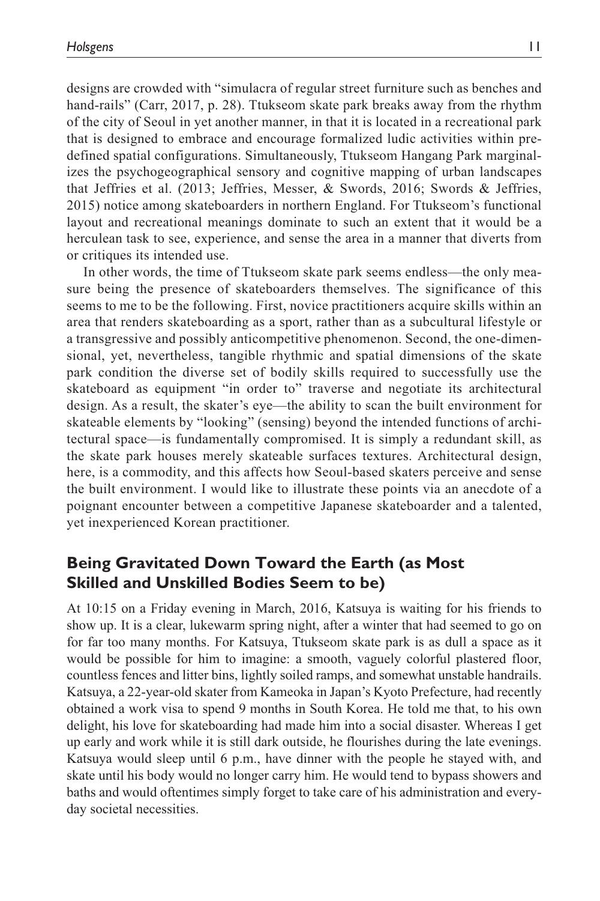designs are crowded with "simulacra of regular street furniture such as benches and hand-rails" (Carr, 2017, p. 28). Ttukseom skate park breaks away from the rhythm of the city of Seoul in yet another manner, in that it is located in a recreational park that is designed to embrace and encourage formalized ludic activities within predefined spatial configurations. Simultaneously, Ttukseom Hangang Park marginalizes the psychogeographical sensory and cognitive mapping of urban landscapes that Jeffries et al. (2013; Jeffries, Messer, & Swords, 2016; Swords & Jeffries, 2015) notice among skateboarders in northern England. For Ttukseom's functional layout and recreational meanings dominate to such an extent that it would be a herculean task to see, experience, and sense the area in a manner that diverts from or critiques its intended use.

In other words, the time of Ttukseom skate park seems endless—the only measure being the presence of skateboarders themselves. The significance of this seems to me to be the following. First, novice practitioners acquire skills within an area that renders skateboarding as a sport, rather than as a subcultural lifestyle or a transgressive and possibly anticompetitive phenomenon. Second, the one-dimensional, yet, nevertheless, tangible rhythmic and spatial dimensions of the skate park condition the diverse set of bodily skills required to successfully use the skateboard as equipment "in order to" traverse and negotiate its architectural design. As a result, the skater's eye—the ability to scan the built environment for skateable elements by "looking" (sensing) beyond the intended functions of architectural space—is fundamentally compromised. It is simply a redundant skill, as the skate park houses merely skateable surfaces textures. Architectural design, here, is a commodity, and this affects how Seoul-based skaters perceive and sense the built environment. I would like to illustrate these points via an anecdote of a poignant encounter between a competitive Japanese skateboarder and a talented, yet inexperienced Korean practitioner.

## Being Gravitated Down Toward the Earth (as Most Skilled and Unskilled Bodies Seem to be)

At 10:15 on a Friday evening in March, 2016, Katsuya is waiting for his friends to show up. It is a clear, lukewarm spring night, after a winter that had seemed to go on for far too many months. For Katsuya, Ttukseom skate park is as dull a space as it would be possible for him to imagine: a smooth, vaguely colorful plastered floor, countless fences and litter bins, lightly soiled ramps, and somewhat unstable handrails. Katsuya, a 22-year-old skater from Kameoka in Japan's Kyoto Prefecture, had recently obtained a work visa to spend 9 months in South Korea. He told me that, to his own delight, his love for skateboarding had made him into a social disaster. Whereas I get up early and work while it is still dark outside, he flourishes during the late evenings. Katsuya would sleep until 6 p.m., have dinner with the people he stayed with, and skate until his body would no longer carry him. He would tend to bypass showers and baths and would oftentimes simply forget to take care of his administration and everyday societal necessities.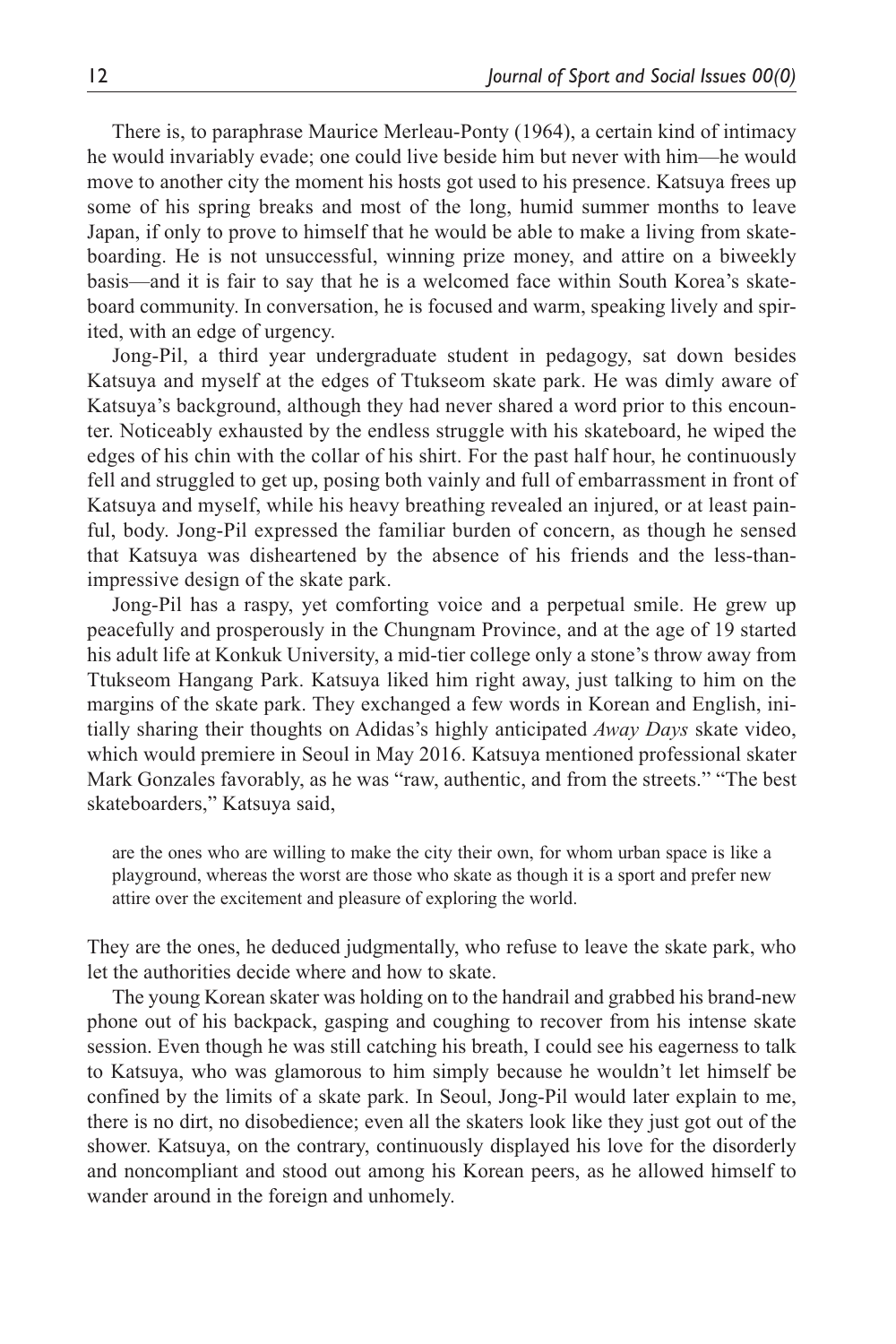There is, to paraphrase Maurice Merleau-Ponty (1964), a certain kind of intimacy he would invariably evade; one could live beside him but never with him—he would move to another city the moment his hosts got used to his presence. Katsuya frees up some of his spring breaks and most of the long, humid summer months to leave Japan, if only to prove to himself that he would be able to make a living from skateboarding. He is not unsuccessful, winning prize money, and attire on a biweekly basis—and it is fair to say that he is a welcomed face within South Korea's skateboard community. In conversation, he is focused and warm, speaking lively and spirited, with an edge of urgency.

Jong-Pil, a third year undergraduate student in pedagogy, sat down besides Katsuya and myself at the edges of Ttukseom skate park. He was dimly aware of Katsuya's background, although they had never shared a word prior to this encounter. Noticeably exhausted by the endless struggle with his skateboard, he wiped the edges of his chin with the collar of his shirt. For the past half hour, he continuously fell and struggled to get up, posing both vainly and full of embarrassment in front of Katsuya and myself, while his heavy breathing revealed an injured, or at least painful, body. Jong-Pil expressed the familiar burden of concern, as though he sensed that Katsuya was disheartened by the absence of his friends and the less-than-impressive design of the skate park.

Jong-Pil has a raspy, yet comforting voice and a perpetual smile. He grew up peacefully and prosperously in the Chungnam Province, and at the age of 19 started his adult life at Konkuk University, a mid-tier college only a stone's throw away from Ttukseom Hangang Park. Katsuya liked him right away, just talking to him on the margins of the skate park. They exchanged a few words in Korean and English, initially sharing their thoughts on Adidas's highly anticipated *Away Days* skate video, which would premiere in Seoul in May 2016. Katsuya mentioned professional skater Mark Gonzales favorably, as he was "raw, authentic, and from the streets." "The best skateboarders," Katsuya said,

> are the ones who are willing to make the city their own, for whom urban space is like a playground, whereas the worst are those who skate as though it is a sport and prefer new attire over the excitement and pleasure of exploring the world.

They are the ones, he deduced judgmentally, who refuse to leave the skate park, who let the authorities decide where and how to skate.

The young Korean skater was holding on to the handrail and grabbed his brand-new phone out of his backpack, gasping and coughing to recover from his intense skate session. Even though he was still catching his breath, I could see his eagerness to talk to Katsuya, who was glamorous to him simply because he wouldn't let himself be confined by the limits of a skate park. In Seoul, Jong-Pil would later explain to me, there is no dirt, no disobedience; even all the skaters look like they just got out of the shower. Katsuya, on the contrary, continuously displayed his love for the disorderly and noncompliant and stood out among his Korean peers, as he allowed himself to wander around in the foreign and unhomely.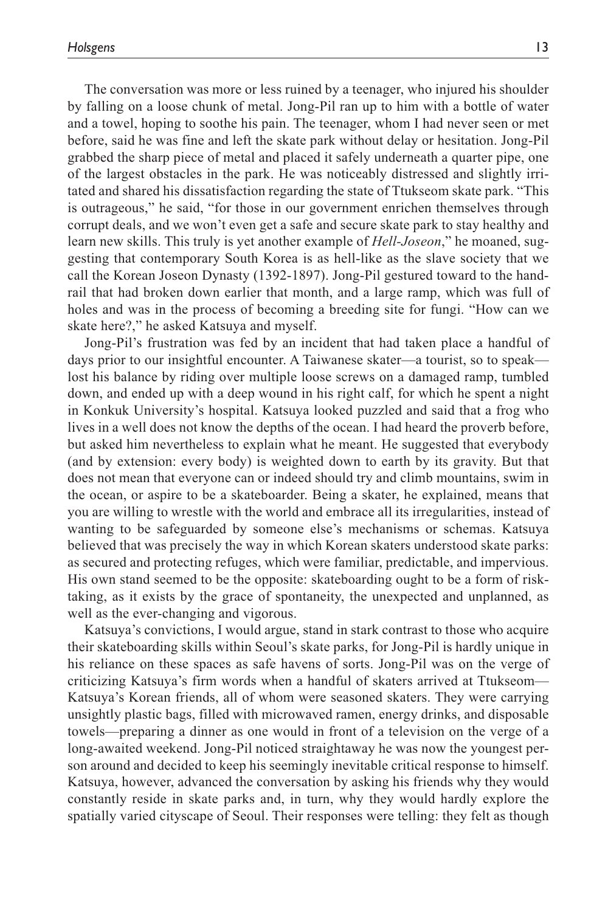The conversation was more or less ruined by a teenager, who injured his shoulder by falling on a loose chunk of metal. Jong-Pil ran up to him with a bottle of water and a towel, hoping to soothe his pain. The teenager, whom I had never seen or met before, said he was fine and left the skate park without delay or hesitation. Jong-Pil grabbed the sharp piece of metal and placed it safely underneath a quarter pipe, one of the largest obstacles in the park. He was noticeably distressed and slightly irritated and shared his dissatisfaction regarding the state of Ttukseom skate park. "This is outrageous," he said, "for those in our government enrichen themselves through corrupt deals, and we won't even get a safe and secure skate park to stay healthy and learn new skills. This truly is yet another example of *Hell-Joseon*," he moaned, suggesting that contemporary South Korea is as hell-like as the slave society that we call the Korean Joseon Dynasty (1392-1897). Jong-Pil gestured toward to the handrail that had broken down earlier that month, and a large ramp, which was full of holes and was in the process of becoming a breeding site for fungi. "How can we skate here?," he asked Katsuya and myself.

Jong-Pil's frustration was fed by an incident that had taken place a handful of days prior to our insightful encounter. A Taiwanese skater—a tourist, so to speak—lost his balance by riding over multiple loose screws on a damaged ramp, tumbled down, and ended up with a deep wound in his right calf, for which he spent a night in Konkuk University's hospital. Katsuya looked puzzled and said that a frog who lives in a well does not know the depths of the ocean. I had heard the proverb before, but asked him nevertheless to explain what he meant. He suggested that everybody (and by extension: every body) is weighted down to earth by its gravity. But that does not mean that everyone can or indeed should try and climb mountains, swim in the ocean, or aspire to be a skateboarder. Being a skater, he explained, means that you are willing to wrestle with the world and embrace all its irregularities, instead of wanting to be safeguarded by someone else's mechanisms or schemas. Katsuya believed that was precisely the way in which Korean skaters understood skate parks: as secured and protecting refuges, which were familiar, predictable, and impervious. His own stand seemed to be the opposite: skateboarding ought to be a form of risk-taking, as it exists by the grace of spontaneity, the unexpected and unplanned, as well as the ever-changing and vigorous.

Katsuya's convictions, I would argue, stand in stark contrast to those who acquire their skateboarding skills within Seoul's skate parks, for Jong-Pil is hardly unique in his reliance on these spaces as safe havens of sorts. Jong-Pil was on the verge of criticizing Katsuya's firm words when a handful of skaters arrived at Ttukseom—Katsuya's Korean friends, all of whom were seasoned skaters. They were carrying unsightly plastic bags, filled with microwaved ramen, energy drinks, and disposable towels—preparing a dinner as one would in front of a television on the verge of a long-awaited weekend. Jong-Pil noticed straightaway he was now the youngest person around and decided to keep his seemingly inevitable critical response to himself. Katsuya, however, advanced the conversation by asking his friends why they would constantly reside in skate parks and, in turn, why they would hardly explore the spatially varied cityscape of Seoul. Their responses were telling: they felt as though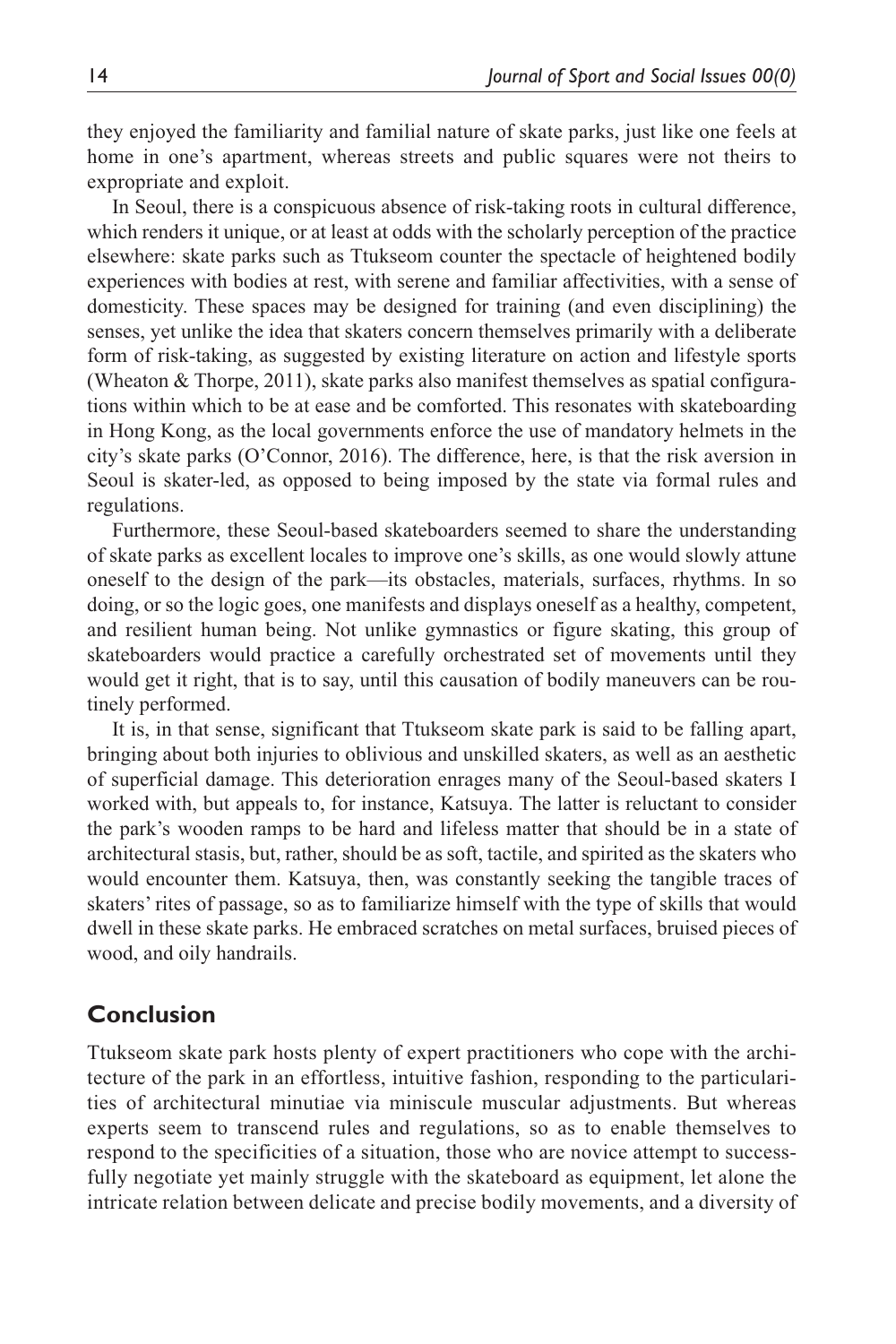they enjoyed the familiarity and familial nature of skate parks, just like one feels at home in one's apartment, whereas streets and public squares were not theirs to expropriate and exploit.

In Seoul, there is a conspicuous absence of risk-taking roots in cultural difference, which renders it unique, or at least at odds with the scholarly perception of the practice elsewhere: skate parks such as Ttukseom counter the spectacle of heightened bodily experiences with bodies at rest, with serene and familiar affectivities, with a sense of domesticity. These spaces may be designed for training (and even disciplining) the senses, yet unlike the idea that skaters concern themselves primarily with a deliberate form of risk-taking, as suggested by existing literature on action and lifestyle sports (Wheaton & Thorpe, 2011), skate parks also manifest themselves as spatial configurations within which to be at ease and be comforted. This resonates with skateboarding in Hong Kong, as the local governments enforce the use of mandatory helmets in the city's skate parks (O'Connor, 2016). The difference, here, is that the risk aversion in Seoul is skater-led, as opposed to being imposed by the state via formal rules and regulations.

Furthermore, these Seoul-based skateboarders seemed to share the understanding of skate parks as excellent locales to improve one's skills, as one would slowly attune oneself to the design of the park—its obstacles, materials, surfaces, rhythms. In so doing, or so the logic goes, one manifests and displays oneself as a healthy, competent, and resilient human being. Not unlike gymnastics or figure skating, this group of skateboarders would practice a carefully orchestrated set of movements until they would get it right, that is to say, until this causation of bodily maneuvers can be routinely performed.

It is, in that sense, significant that Ttukseom skate park is said to be falling apart, bringing about both injuries to oblivious and unskilled skaters, as well as an aesthetic of superficial damage. This deterioration enrages many of the Seoul-based skaters I worked with, but appeals to, for instance, Katsuya. The latter is reluctant to consider the park's wooden ramps to be hard and lifeless matter that should be in a state of architectural stasis, but, rather, should be as soft, tactile, and spirited as the skaters who would encounter them. Katsuya, then, was constantly seeking the tangible traces of skaters' rites of passage, so as to familiarize himself with the type of skills that would dwell in these skate parks. He embraced scratches on metal surfaces, bruised pieces of wood, and oily handrails.

## Conclusion

Ttukseom skate park hosts plenty of expert practitioners who cope with the architecture of the park in an effortless, intuitive fashion, responding to the particularities of architectural minutiae via miniscule muscular adjustments. But whereas experts seem to transcend rules and regulations, so as to enable themselves to respond to the specificities of a situation, those who are novice attempt to successfully negotiate yet mainly struggle with the skateboard as equipment, let alone the intricate relation between delicate and precise bodily movements, and a diversity of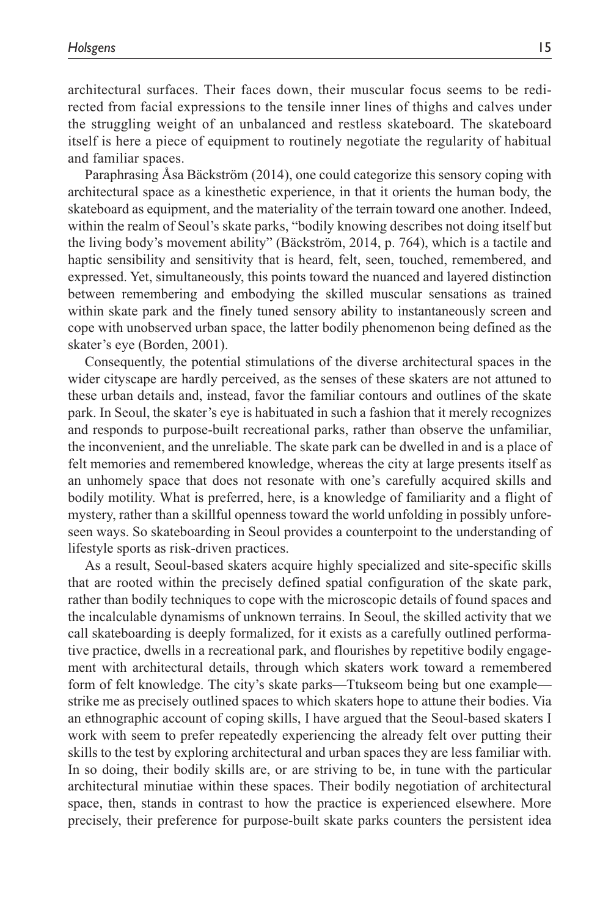architectural surfaces. Their faces down, their muscular focus seems to be redirected from facial expressions to the tensile inner lines of thighs and calves under the struggling weight of an unbalanced and restless skateboard. The skateboard itself is here a piece of equipment to routinely negotiate the regularity of habitual and familiar spaces.

Paraphrasing Åsa Bäckström (2014), one could categorize this sensory coping with architectural space as a kinesthetic experience, in that it orients the human body, the skateboard as equipment, and the materiality of the terrain toward one another. Indeed, within the realm of Seoul's skate parks, "bodily knowing describes not doing itself but the living body's movement ability" (Bäckström, 2014, p. 764), which is a tactile and haptic sensibility and sensitivity that is heard, felt, seen, touched, remembered, and expressed. Yet, simultaneously, this points toward the nuanced and layered distinction between remembering and embodying the skilled muscular sensations as trained within skate park and the finely tuned sensory ability to instantaneously screen and cope with unobserved urban space, the latter bodily phenomenon being defined as the skater's eye (Borden, 2001).

Consequently, the potential stimulations of the diverse architectural spaces in the wider cityscape are hardly perceived, as the senses of these skaters are not attuned to these urban details and, instead, favor the familiar contours and outlines of the skate park. In Seoul, the skater's eye is habituated in such a fashion that it merely recognizes and responds to purpose-built recreational parks, rather than observe the unfamiliar, the inconvenient, and the unreliable. The skate park can be dwelled in and is a place of felt memories and remembered knowledge, whereas the city at large presents itself as an unhomely space that does not resonate with one's carefully acquired skills and bodily motility. What is preferred, here, is a knowledge of familiarity and a flight of mystery, rather than a skillful openness toward the world unfolding in possibly unforeseen ways. So skateboarding in Seoul provides a counterpoint to the understanding of lifestyle sports as risk-driven practices.

As a result, Seoul-based skaters acquire highly specialized and site-specific skills that are rooted within the precisely defined spatial configuration of the skate park, rather than bodily techniques to cope with the microscopic details of found spaces and the incalculable dynamisms of unknown terrains. In Seoul, the skilled activity that we call skateboarding is deeply formalized, for it exists as a carefully outlined performative practice, dwells in a recreational park, and flourishes by repetitive bodily engagement with architectural details, through which skaters work toward a remembered form of felt knowledge. The city's skate parks—Ttukseom being but one example—strike me as precisely outlined spaces to which skaters hope to attune their bodies. Via an ethnographic account of coping skills, I have argued that the Seoul-based skaters I work with seem to prefer repeatedly experiencing the already felt over putting their skills to the test by exploring architectural and urban spaces they are less familiar with. In so doing, their bodily skills are, or are striving to be, in tune with the particular architectural minutiae within these spaces. Their bodily negotiation of architectural space, then, stands in contrast to how the practice is experienced elsewhere. More precisely, their preference for purpose-built skate parks counters the persistent idea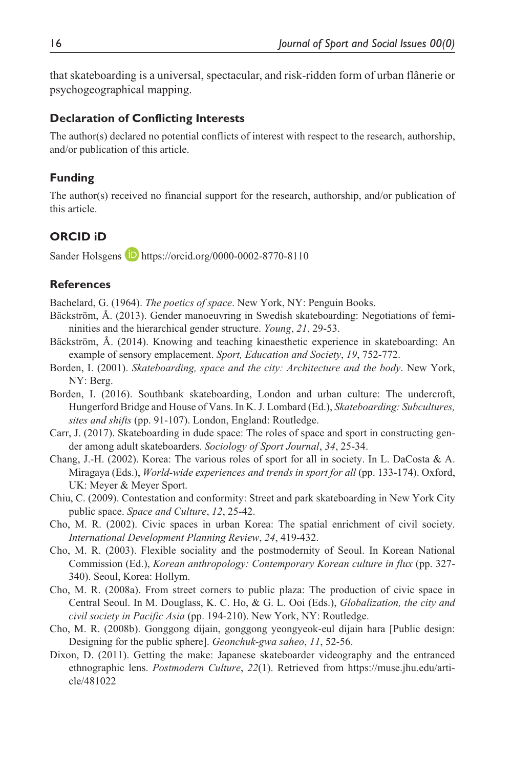that skateboarding is a universal, spectacular, and risk-ridden form of urban flânerie or psychogeographical mapping.

## Declaration of Conflicting Interests

The author(s) declared no potential conflicts of interest with respect to the research, authorship, and/or publication of this article.

## Funding

The author(s) received no financial support for the research, authorship, and/or publication of this article.

## ORCID iD

Sander Holsgens https://orcid.org/0000-0002-8770-8110

## References

Bachelard, G. (1964). *The poetics of space*. New York, NY: Penguin Books.

Bäckström, Å. (2013). Gender manoeuvring in Swedish skateboarding: Negotiations of femininities and the hierarchical gender structure. *Young*, *21*, 29-53.

Bäckström, Å. (2014). Knowing and teaching kinaesthetic experience in skateboarding: An example of sensory emplacement. *Sport, Education and Society*, *19*, 752-772.

Borden, I. (2001). *Skateboarding, space and the city: Architecture and the body*. New York, NY: Berg.

Borden, I. (2016). Southbank skateboarding, London and urban culture: The undercroft, Hungerford Bridge and House of Vans. In K. J. Lombard (Ed.), *Skateboarding: Subcultures, sites and shifts* (pp. 91-107). London, England: Routledge.

Carr, J. (2017). Skateboarding in dude space: The roles of space and sport in constructing gender among adult skateboarders. *Sociology of Sport Journal*, *34*, 25-34.

Chang, J.-H. (2002). Korea: The various roles of sport for all in society. In L. DaCosta & A. Miragaya (Eds.), *World-wide experiences and trends in sport for all* (pp. 133-174). Oxford, UK: Meyer & Meyer Sport.

Chiu, C. (2009). Contestation and conformity: Street and park skateboarding in New York City public space. *Space and Culture*, *12*, 25-42.

Cho, M. R. (2002). Civic spaces in urban Korea: The spatial enrichment of civil society. *International Development Planning Review*, *24*, 419-432.

Cho, M. R. (2003). Flexible sociality and the postmodernity of Seoul. In Korean National Commission (Ed.), *Korean anthropology: Contemporary Korean culture in flux* (pp. 327-340). Seoul, Korea: Hollym.

Cho, M. R. (2008a). From street corners to public plaza: The production of civic space in Central Seoul. In M. Douglass, K. C. Ho, & G. L. Ooi (Eds.), *Globalization, the city and civil society in Pacific Asia* (pp. 194-210). New York, NY: Routledge.

Cho, M. R. (2008b). Gonggong dijain, gonggong yeongyeok-eul dijain hara [Public design: Designing for the public sphere]. *Geonchuk-gwa saheo*, *11*, 52-56.

Dixon, D. (2011). Getting the make: Japanese skateboarder videography and the entranced ethnographic lens. *Postmodern Culture*, *22*(1). Retrieved from https://muse.jhu.edu/article/481022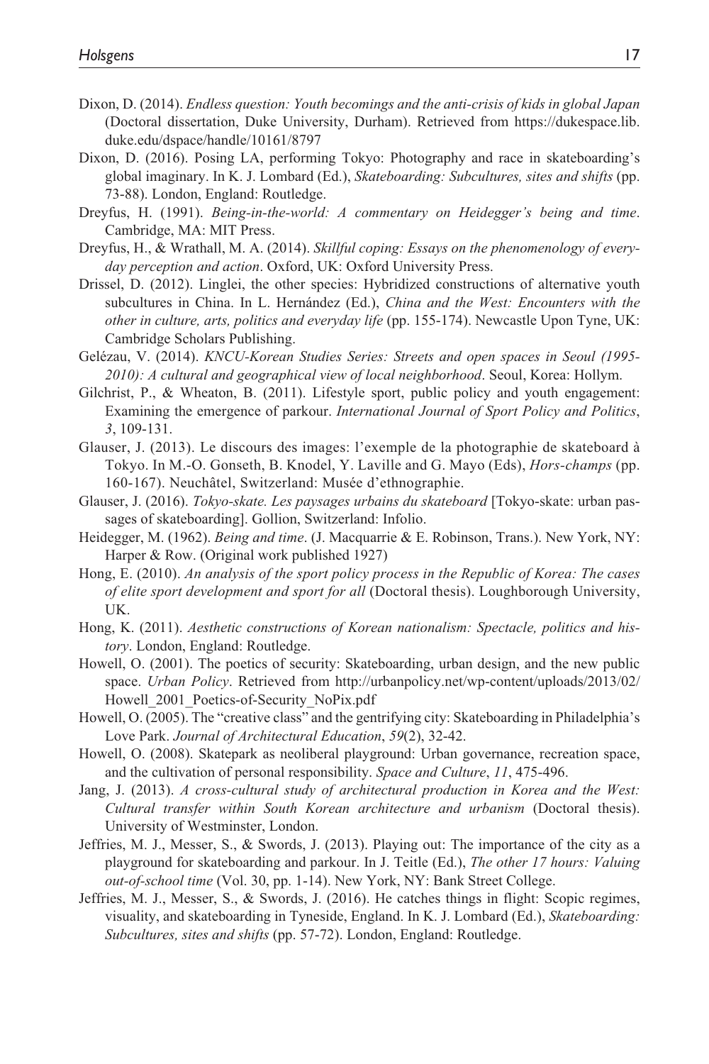Dixon, D. (2014). *Endless question: Youth becomings and the anti-crisis of kids in global Japan* (Doctoral dissertation, Duke University, Durham). Retrieved from https://dukespace.lib.duke.edu/dspace/handle/10161/8797

Dixon, D. (2016). Posing LA, performing Tokyo: Photography and race in skateboarding's global imaginary. In K. J. Lombard (Ed.), *Skateboarding: Subcultures, sites and shifts* (pp. 73-88). London, England: Routledge.

Dreyfus, H. (1991). *Being-in-the-world: A commentary on Heidegger's being and time*. Cambridge, MA: MIT Press.

Dreyfus, H., & Wrathall, M. A. (2014). *Skillful coping: Essays on the phenomenology of everyday perception and action*. Oxford, UK: Oxford University Press.

Drissel, D. (2012). Linglei, the other species: Hybridized constructions of alternative youth subcultures in China. In L. Hernández (Ed.), *China and the West: Encounters with the other in culture, arts, politics and everyday life* (pp. 155-174). Newcastle Upon Tyne, UK: Cambridge Scholars Publishing.

Gelézau, V. (2014). *KNCU-Korean Studies Series: Streets and open spaces in Seoul (1995-2010): A cultural and geographical view of local neighborhood*. Seoul, Korea: Hollym.

Gilchrist, P., & Wheaton, B. (2011). Lifestyle sport, public policy and youth engagement: Examining the emergence of parkour. *International Journal of Sport Policy and Politics*, *3*, 109-131.

Glauser, J. (2013). Le discours des images: l'exemple de la photographie de skateboard à Tokyo. In M.-O. Gonseth, B. Knodel, Y. Laville and G. Mayo (Eds), *Hors-champs* (pp. 160-167). Neuchâtel, Switzerland: Musée d'ethnographie.

Glauser, J. (2016). *Tokyo-skate. Les paysages urbains du skateboard* [Tokyo-skate: urban passages of skateboarding]. Gollion, Switzerland: Infolio.

Heidegger, M. (1962). *Being and time*. (J. Macquarrie & E. Robinson, Trans.). New York, NY: Harper & Row. (Original work published 1927)

Hong, E. (2010). *An analysis of the sport policy process in the Republic of Korea: The cases of elite sport development and sport for all* (Doctoral thesis). Loughborough University, UK.

Hong, K. (2011). *Aesthetic constructions of Korean nationalism: Spectacle, politics and history*. London, England: Routledge.

Howell, O. (2001). The poetics of security: Skateboarding, urban design, and the new public space. *Urban Policy*. Retrieved from http://urbanpolicy.net/wp-content/uploads/2013/02/Howell_2001_Poetics-of-Security_NoPix.pdf

Howell, O. (2005). The "creative class" and the gentrifying city: Skateboarding in Philadelphia's Love Park. *Journal of Architectural Education*, *59*(2), 32-42.

Howell, O. (2008). Skatepark as neoliberal playground: Urban governance, recreation space, and the cultivation of personal responsibility. *Space and Culture*, *11*, 475-496.

Jang, J. (2013). *A cross-cultural study of architectural production in Korea and the West: Cultural transfer within South Korean architecture and urbanism* (Doctoral thesis). University of Westminster, London.

Jeffries, M. J., Messer, S., & Swords, J. (2013). Playing out: The importance of the city as a playground for skateboarding and parkour. In J. Teitle (Ed.), *The other 17 hours: Valuing out-of-school time* (Vol. 30, pp. 1-14). New York, NY: Bank Street College.

Jeffries, M. J., Messer, S., & Swords, J. (2016). He catches things in flight: Scopic regimes, visuality, and skateboarding in Tyneside, England. In K. J. Lombard (Ed.), *Skateboarding: Subcultures, sites and shifts* (pp. 57-72). London, England: Routledge.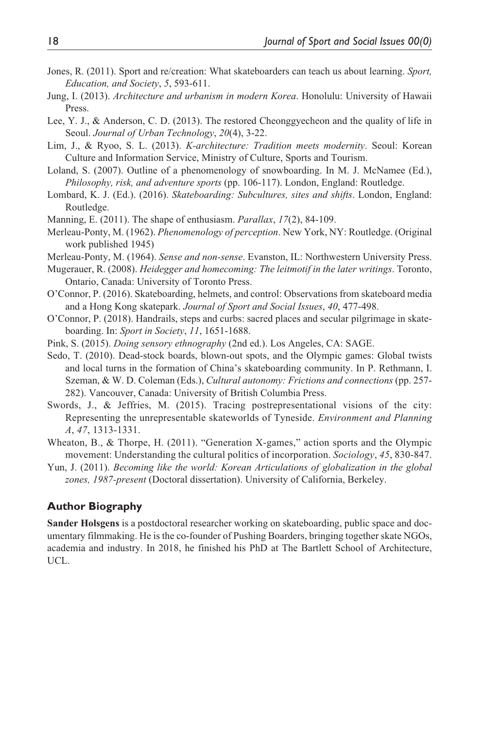Jones, R. (2011). Sport and re/creation: What skateboarders can teach us about learning. *Sport, Education, and Society*, *5*, 593-611.

Jung, I. (2013). *Architecture and urbanism in modern Korea*. Honolulu: University of Hawaii Press.

Lee, Y. J., & Anderson, C. D. (2013). The restored Cheonggyecheon and the quality of life in Seoul. *Journal of Urban Technology*, *20*(4), 3-22.

Lim, J., & Ryoo, S. L. (2013). *K-architecture: Tradition meets modernity*. Seoul: Korean Culture and Information Service, Ministry of Culture, Sports and Tourism.

Loland, S. (2007). Outline of a phenomenology of snowboarding. In M. J. McNamee (Ed.), *Philosophy, risk, and adventure sports* (pp. 106-117). London, England: Routledge.

Lombard, K. J. (Ed.). (2016). *Skateboarding: Subcultures, sites and shifts*. London, England: Routledge.

Manning, E. (2011). The shape of enthusiasm. *Parallax*, *17*(2), 84-109.

Merleau-Ponty, M. (1962). *Phenomenology of perception*. New York, NY: Routledge. (Original work published 1945)

Merleau-Ponty, M. (1964). *Sense and non-sense*. Evanston, IL: Northwestern University Press.

Mugerauer, R. (2008). *Heidegger and homecoming: The leitmotif in the later writings*. Toronto, Ontario, Canada: University of Toronto Press.

O'Connor, P. (2016). Skateboarding, helmets, and control: Observations from skateboard media and a Hong Kong skatepark. *Journal of Sport and Social Issues*, *40*, 477-498.

O'Connor, P. (2018). Handrails, steps and curbs: sacred places and secular pilgrimage in skateboarding. In: *Sport in Society*, *11*, 1651-1688.

Pink, S. (2015). *Doing sensory ethnography* (2nd ed.). Los Angeles, CA: SAGE.

Sedo, T. (2010). Dead-stock boards, blown-out spots, and the Olympic games: Global twists and local turns in the formation of China's skateboarding community. In P. Rethmann, I. Szeman, & W. D. Coleman (Eds.), *Cultural autonomy: Frictions and connections* (pp. 257-282). Vancouver, Canada: University of British Columbia Press.

Swords, J., & Jeffries, M. (2015). Tracing postrepresentational visions of the city: Representing the unrepresentable skateworlds of Tyneside. *Environment and Planning A*, *47*, 1313-1331.

Wheaton, B., & Thorpe, H. (2011). "Generation X-games," action sports and the Olympic movement: Understanding the cultural politics of incorporation. *Sociology*, *45*, 830-847.

Yun, J. (2011). *Becoming like the world: Korean Articulations of globalization in the global zones, 1987-present* (Doctoral dissertation). University of California, Berkeley.

## Author Biography

**Sander Holsgens** is a postdoctoral researcher working on skateboarding, public space and documentary filmmaking. He is the co-founder of Pushing Boarders, bringing together skate NGOs, academia and industry. In 2018, he finished his PhD at The Bartlett School of Architecture, UCL.